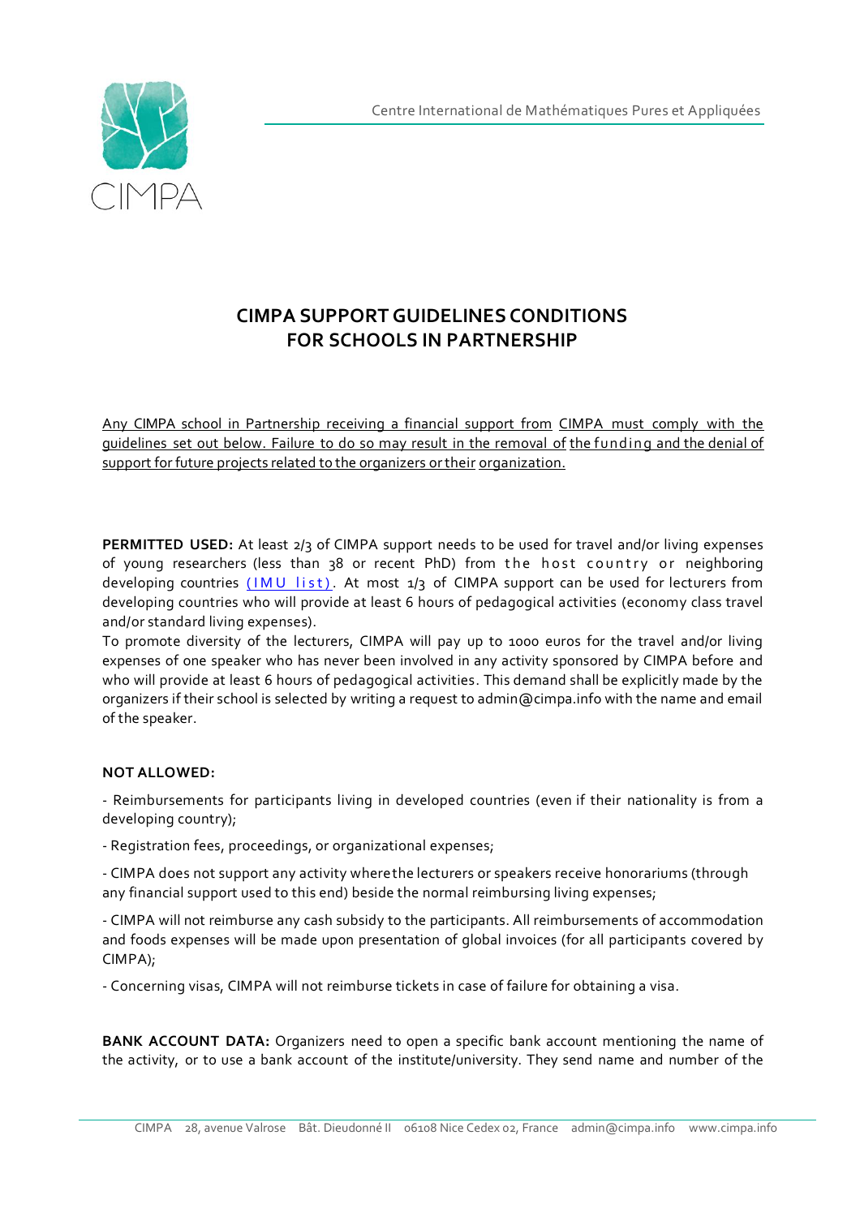# CIMPA SUPPORT GUIDELINES CONDITIONS FOR SCHOOLS IN PARTNERSHIP

Any CIMPA school in Partnership receiving a financial support from CIMPA must comply with the guidelines set out below. Failure to do so may result in the removal of the funding and the denial of support for future projects related to the organizers or their organization.

**PERMITTED USED:** At least 2/3 of CIMPA support needs to be used for travel and/or living expenses of young researchers (less than 38 or recent PhD) from the host country or neighboring developing countries [(IMU list)](). At most 1/3 of CIMPA support can be used for lecturers from developing countries who will provide at least 6 hours of pedagogical activities (economy class travel and/or standard living expenses).

To promote diversity of the lecturers, CIMPA will pay up to 1000 euros for the travel and/or living expenses of one speaker who has never been involved in any activity sponsored by CIMPA before and who will provide at least 6 hours of pedagogical activities. This demand shall be explicitly made by the organizers if their school is selected by writing a request to admin@cimpa.info with the name and email of the speaker.

**NOT ALLOWED:**

- Reimbursements for participants living in developed countries (even if their nationality is from a developing country);

- Registration fees, proceedings, or organizational expenses;

- CIMPA does not support any activity where the lecturers or speakers receive honorariums (through any financial support used to this end) beside the normal reimbursing living expenses;

- CIMPA will not reimburse any cash subsidy to the participants. All reimbursements of accommodation and foods expenses will be made upon presentation of global invoices (for all participants covered by CIMPA);

- Concerning visas, CIMPA will not reimburse tickets in case of failure for obtaining a visa.

**BANK ACCOUNT DATA:** Organizers need to open a specific bank account mentioning the name of the activity, or to use a bank account of the institute/university. They send name and number of the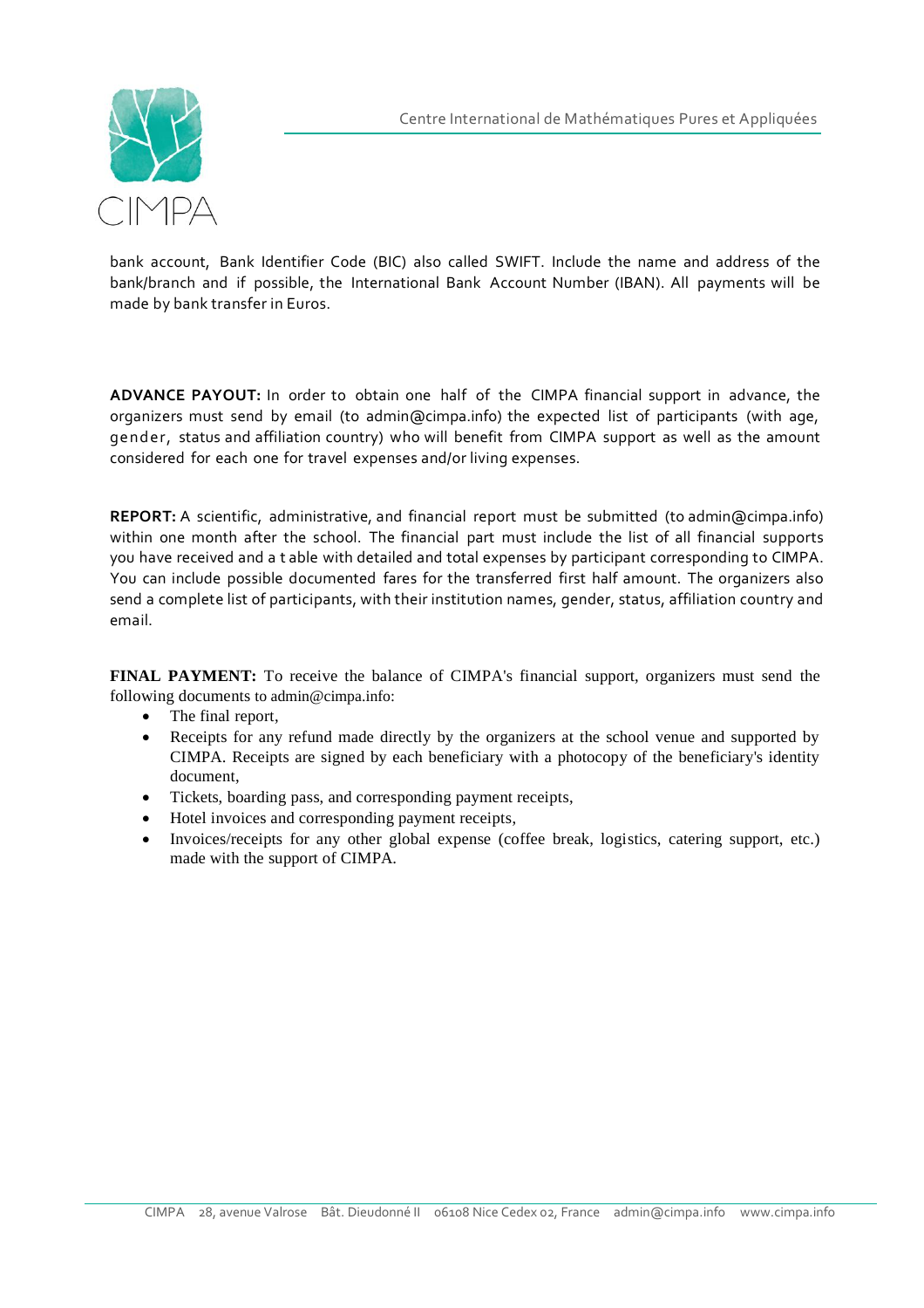bank account, Bank Identifier Code (BIC) also called SWIFT. Include the name and address of the bank/branch and if possible, the International Bank Account Number (IBAN). All payments will be made by bank transfer in Euros.

**ADVANCE PAYOUT:** In order to obtain one half of the CIMPA financial support in advance, the organizers must send by email (to admin@cimpa.info) the expected list of participants (with age, gender, status and affiliation country) who will benefit from CIMPA support as well as the amount considered for each one for travel expenses and/or living expenses.

**REPORT:** A scientific, administrative, and financial report must be submitted (to admin@cimpa.info) within one month after the school. The financial part must include the list of all financial supports you have received and a t able with detailed and total expenses by participant corresponding to CIMPA. You can include possible documented fares for the transferred first half amount. The organizers also send a complete list of participants, with their institution names, gender, status, affiliation country and email.

**FINAL PAYMENT:** To receive the balance of CIMPA's financial support, organizers must send the following documents to admin@cimpa.info:

- The final report,
- Receipts for any refund made directly by the organizers at the school venue and supported by CIMPA. Receipts are signed by each beneficiary with a photocopy of the beneficiary's identity document,
- Tickets, boarding pass, and corresponding payment receipts,
- Hotel invoices and corresponding payment receipts,
- Invoices/receipts for any other global expense (coffee break, logistics, catering support, etc.) made with the support of CIMPA.